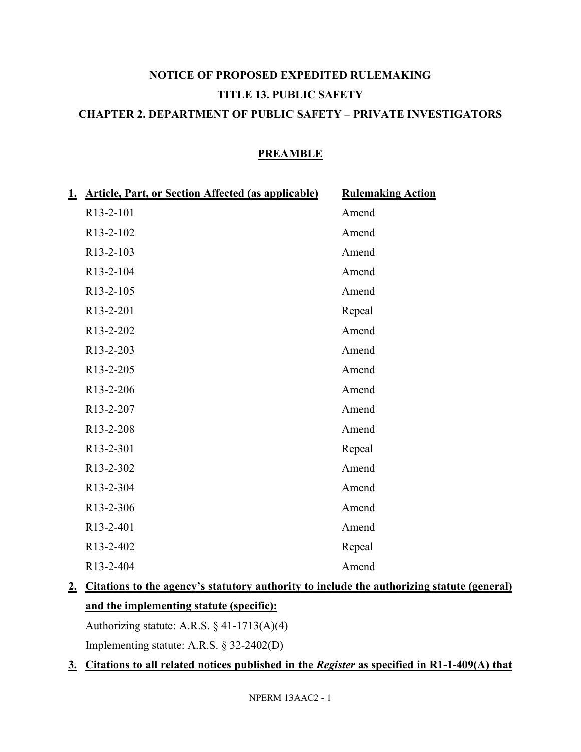**NOTICE OF PROPOSED EXPEDITED RULEMAKING**

**TITLE 13. PUBLIC SAFETY**

**CHAPTER 2. DEPARTMENT OF PUBLIC SAFETY – PRIVATE INVESTIGATORS**

**PREAMBLE**

**1. Article, Part, or Section Affected (as applicable) — Rulemaking Action**

| Article, Part, or Section Affected (as applicable) | Rulemaking Action |
|---|---|
| R13-2-101 | Amend |
| R13-2-102 | Amend |
| R13-2-103 | Amend |
| R13-2-104 | Amend |
| R13-2-105 | Amend |
| R13-2-201 | Repeal |
| R13-2-202 | Amend |
| R13-2-203 | Amend |
| R13-2-205 | Amend |
| R13-2-206 | Amend |
| R13-2-207 | Amend |
| R13-2-208 | Amend |
| R13-2-301 | Repeal |
| R13-2-302 | Amend |
| R13-2-304 | Amend |
| R13-2-306 | Amend |
| R13-2-401 | Amend |
| R13-2-402 | Repeal |
| R13-2-404 | Amend |

**2. Citations to the agency's statutory authority to include the authorizing statute (general) and the implementing statute (specific):**

Authorizing statute: A.R.S. § 41-1713(A)(4)

Implementing statute: A.R.S. § 32-2402(D)

**3. Citations to all related notices published in the *Register* as specified in R1-1-409(A) that**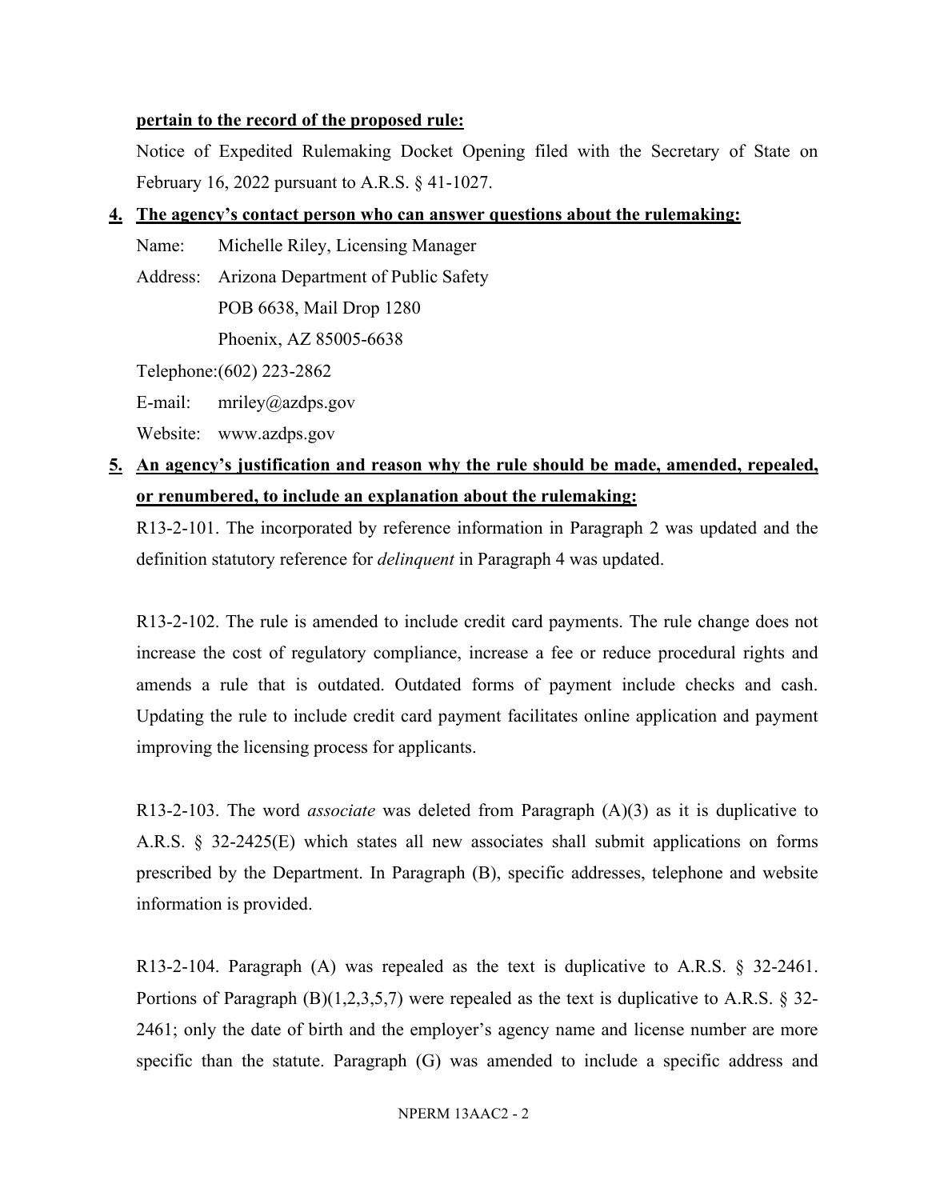**pertain to the record of the proposed rule:**

Notice of Expedited Rulemaking Docket Opening filed with the Secretary of State on February 16, 2022 pursuant to A.R.S. § 41-1027.

**4. The agency's contact person who can answer questions about the rulemaking:**

Name: Michelle Riley, Licensing Manager

Address: Arizona Department of Public Safety
POB 6638, Mail Drop 1280
Phoenix, AZ 85005-6638

Telephone: (602) 223-2862

E-mail: mriley@azdps.gov

Website: www.azdps.gov

**5. An agency's justification and reason why the rule should be made, amended, repealed, or renumbered, to include an explanation about the rulemaking:**

R13-2-101. The incorporated by reference information in Paragraph 2 was updated and the definition statutory reference for *delinquent* in Paragraph 4 was updated.

R13-2-102. The rule is amended to include credit card payments. The rule change does not increase the cost of regulatory compliance, increase a fee or reduce procedural rights and amends a rule that is outdated. Outdated forms of payment include checks and cash. Updating the rule to include credit card payment facilitates online application and payment improving the licensing process for applicants.

R13-2-103. The word *associate* was deleted from Paragraph (A)(3) as it is duplicative to A.R.S. § 32-2425(E) which states all new associates shall submit applications on forms prescribed by the Department. In Paragraph (B), specific addresses, telephone and website information is provided.

R13-2-104. Paragraph (A) was repealed as the text is duplicative to A.R.S. § 32-2461. Portions of Paragraph (B)(1,2,3,5,7) were repealed as the text is duplicative to A.R.S. § 32-2461; only the date of birth and the employer's agency name and license number are more specific than the statute. Paragraph (G) was amended to include a specific address and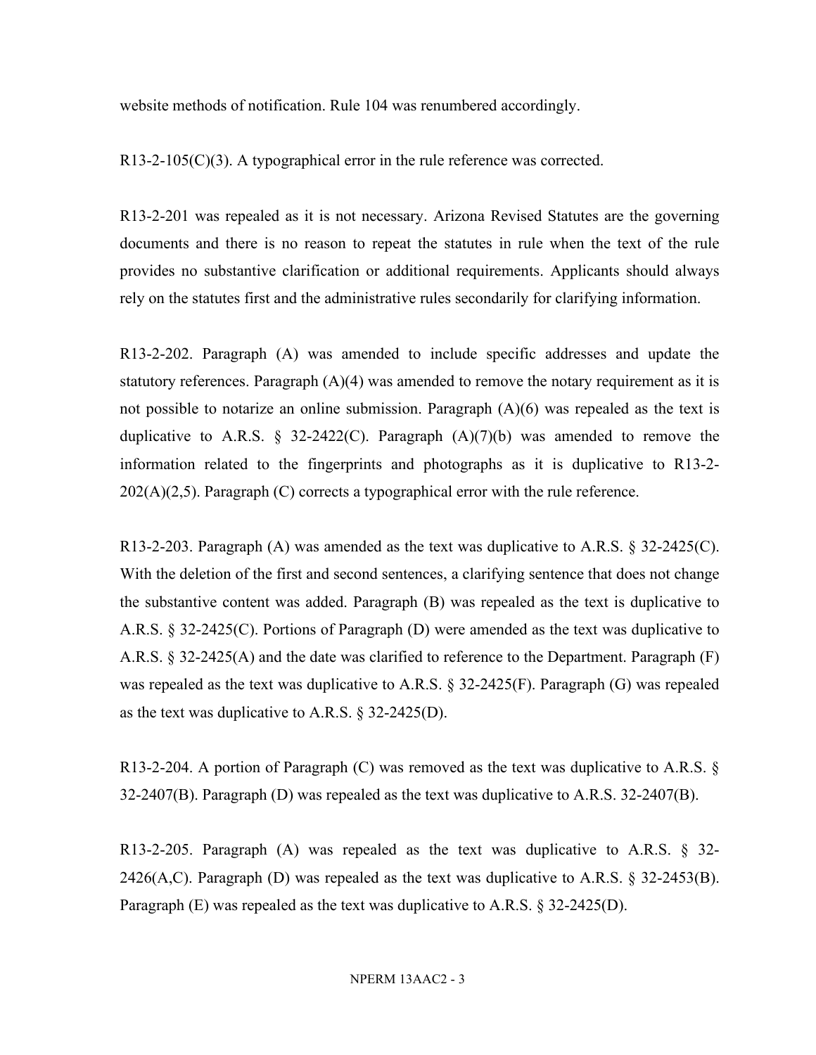website methods of notification. Rule 104 was renumbered accordingly.

R13-2-105(C)(3). A typographical error in the rule reference was corrected.

R13-2-201 was repealed as it is not necessary. Arizona Revised Statutes are the governing documents and there is no reason to repeat the statutes in rule when the text of the rule provides no substantive clarification or additional requirements. Applicants should always rely on the statutes first and the administrative rules secondarily for clarifying information.

R13-2-202. Paragraph (A) was amended to include specific addresses and update the statutory references. Paragraph (A)(4) was amended to remove the notary requirement as it is not possible to notarize an online submission. Paragraph (A)(6) was repealed as the text is duplicative to A.R.S. § 32-2422(C). Paragraph (A)(7)(b) was amended to remove the information related to the fingerprints and photographs as it is duplicative to R13-2-202(A)(2,5). Paragraph (C) corrects a typographical error with the rule reference.

R13-2-203. Paragraph (A) was amended as the text was duplicative to A.R.S. § 32-2425(C). With the deletion of the first and second sentences, a clarifying sentence that does not change the substantive content was added. Paragraph (B) was repealed as the text is duplicative to A.R.S. § 32-2425(C). Portions of Paragraph (D) were amended as the text was duplicative to A.R.S. § 32-2425(A) and the date was clarified to reference to the Department. Paragraph (F) was repealed as the text was duplicative to A.R.S. § 32-2425(F). Paragraph (G) was repealed as the text was duplicative to A.R.S. § 32-2425(D).

R13-2-204. A portion of Paragraph (C) was removed as the text was duplicative to A.R.S. § 32-2407(B). Paragraph (D) was repealed as the text was duplicative to A.R.S. 32-2407(B).

R13-2-205. Paragraph (A) was repealed as the text was duplicative to A.R.S. § 32-2426(A,C). Paragraph (D) was repealed as the text was duplicative to A.R.S. § 32-2453(B). Paragraph (E) was repealed as the text was duplicative to A.R.S. § 32-2425(D).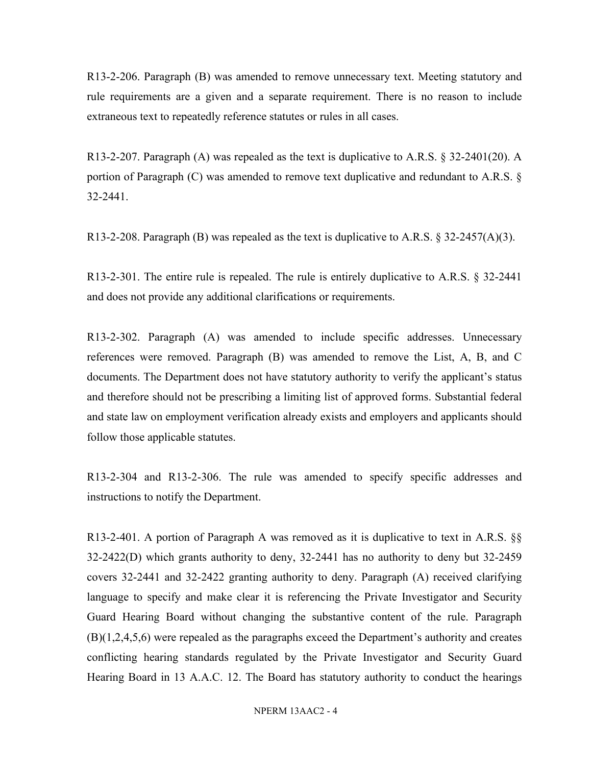R13-2-206. Paragraph (B) was amended to remove unnecessary text. Meeting statutory and rule requirements are a given and a separate requirement. There is no reason to include extraneous text to repeatedly reference statutes or rules in all cases.

R13-2-207. Paragraph (A) was repealed as the text is duplicative to A.R.S. § 32-2401(20). A portion of Paragraph (C) was amended to remove text duplicative and redundant to A.R.S. § 32-2441.

R13-2-208. Paragraph (B) was repealed as the text is duplicative to A.R.S. § 32-2457(A)(3).

R13-2-301. The entire rule is repealed. The rule is entirely duplicative to A.R.S. § 32-2441 and does not provide any additional clarifications or requirements.

R13-2-302. Paragraph (A) was amended to include specific addresses. Unnecessary references were removed. Paragraph (B) was amended to remove the List, A, B, and C documents. The Department does not have statutory authority to verify the applicant's status and therefore should not be prescribing a limiting list of approved forms. Substantial federal and state law on employment verification already exists and employers and applicants should follow those applicable statutes.

R13-2-304 and R13-2-306. The rule was amended to specify specific addresses and instructions to notify the Department.

R13-2-401. A portion of Paragraph A was removed as it is duplicative to text in A.R.S. §§ 32-2422(D) which grants authority to deny, 32-2441 has no authority to deny but 32-2459 covers 32-2441 and 32-2422 granting authority to deny. Paragraph (A) received clarifying language to specify and make clear it is referencing the Private Investigator and Security Guard Hearing Board without changing the substantive content of the rule. Paragraph (B)(1,2,4,5,6) were repealed as the paragraphs exceed the Department's authority and creates conflicting hearing standards regulated by the Private Investigator and Security Guard Hearing Board in 13 A.A.C. 12. The Board has statutory authority to conduct the hearings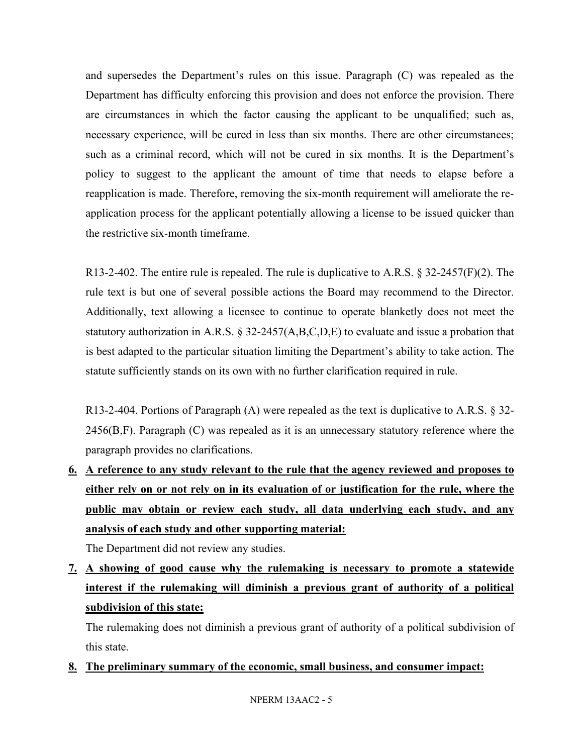and supersedes the Department's rules on this issue. Paragraph (C) was repealed as the Department has difficulty enforcing this provision and does not enforce the provision. There are circumstances in which the factor causing the applicant to be unqualified; such as, necessary experience, will be cured in less than six months. There are other circumstances; such as a criminal record, which will not be cured in six months. It is the Department's policy to suggest to the applicant the amount of time that needs to elapse before a reapplication is made. Therefore, removing the six-month requirement will ameliorate the re-application process for the applicant potentially allowing a license to be issued quicker than the restrictive six-month timeframe.

R13-2-402. The entire rule is repealed. The rule is duplicative to A.R.S. § 32-2457(F)(2). The rule text is but one of several possible actions the Board may recommend to the Director. Additionally, text allowing a licensee to continue to operate blanketly does not meet the statutory authorization in A.R.S. § 32-2457(A,B,C,D,E) to evaluate and issue a probation that is best adapted to the particular situation limiting the Department's ability to take action. The statute sufficiently stands on its own with no further clarification required in rule.

R13-2-404. Portions of Paragraph (A) were repealed as the text is duplicative to A.R.S. § 32-2456(B,F). Paragraph (C) was repealed as it is an unnecessary statutory reference where the paragraph provides no clarifications.

**6. A reference to any study relevant to the rule that the agency reviewed and proposes to either rely on or not rely on in its evaluation of or justification for the rule, where the public may obtain or review each study, all data underlying each study, and any analysis of each study and other supporting material:**

The Department did not review any studies.

**7. A showing of good cause why the rulemaking is necessary to promote a statewide interest if the rulemaking will diminish a previous grant of authority of a political subdivision of this state:**

The rulemaking does not diminish a previous grant of authority of a political subdivision of this state.

**8. The preliminary summary of the economic, small business, and consumer impact:**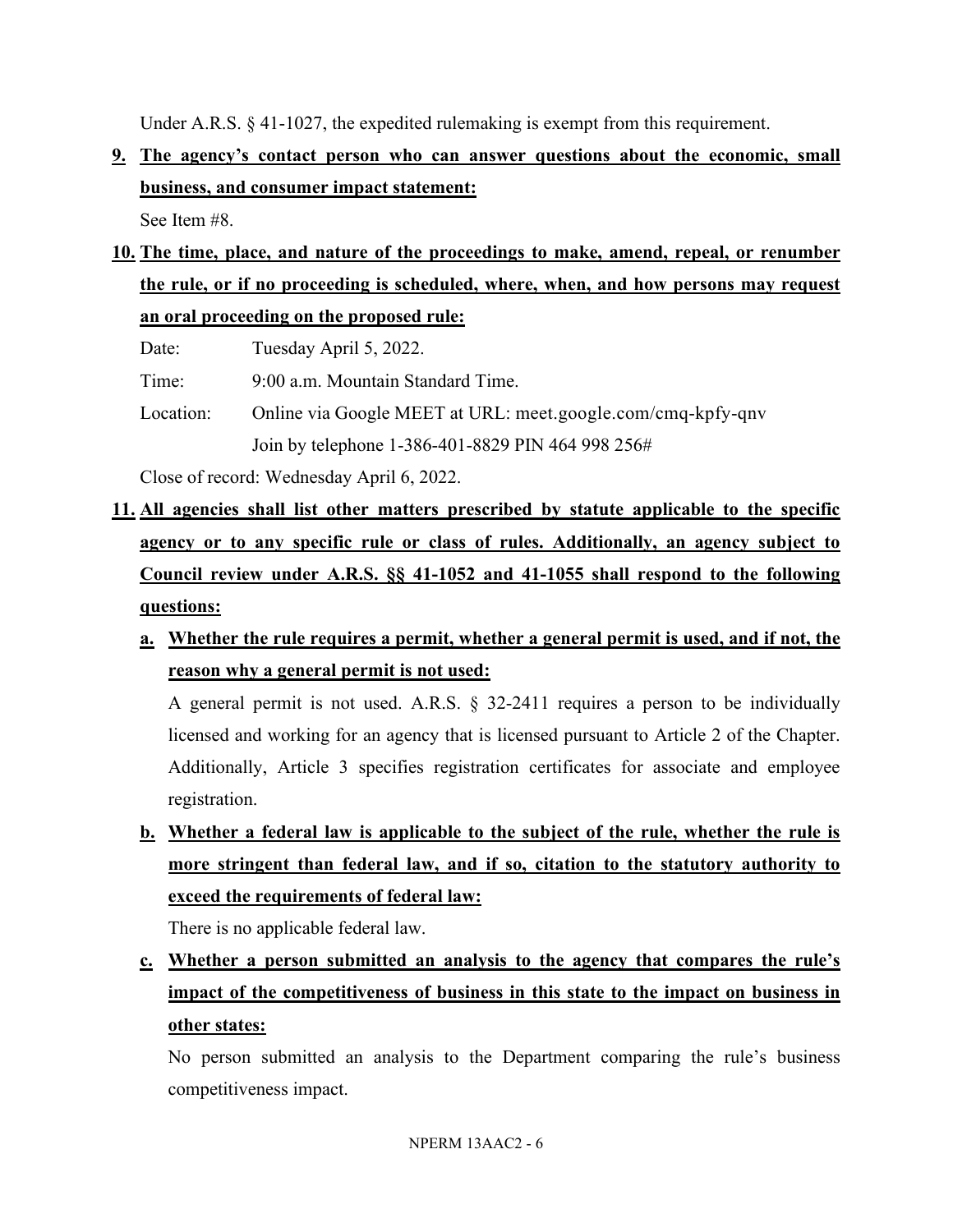Under A.R.S. § 41-1027, the expedited rulemaking is exempt from this requirement.

**9. The agency's contact person who can answer questions about the economic, small business, and consumer impact statement:**

See Item #8.

**10. The time, place, and nature of the proceedings to make, amend, repeal, or renumber the rule, or if no proceeding is scheduled, where, when, and how persons may request an oral proceeding on the proposed rule:**

Date: Tuesday April 5, 2022.

Time: 9:00 a.m. Mountain Standard Time.

Location: Online via Google MEET at URL: meet.google.com/cmq-kpfy-qnv
Join by telephone 1-386-401-8829 PIN 464 998 256#

Close of record: Wednesday April 6, 2022.

**11. All agencies shall list other matters prescribed by statute applicable to the specific agency or to any specific rule or class of rules. Additionally, an agency subject to Council review under A.R.S. §§ 41-1052 and 41-1055 shall respond to the following questions:**

**a. Whether the rule requires a permit, whether a general permit is used, and if not, the reason why a general permit is not used:**

A general permit is not used. A.R.S. § 32-2411 requires a person to be individually licensed and working for an agency that is licensed pursuant to Article 2 of the Chapter. Additionally, Article 3 specifies registration certificates for associate and employee registration.

**b. Whether a federal law is applicable to the subject of the rule, whether the rule is more stringent than federal law, and if so, citation to the statutory authority to exceed the requirements of federal law:**

There is no applicable federal law.

**c. Whether a person submitted an analysis to the agency that compares the rule's impact of the competitiveness of business in this state to the impact on business in other states:**

No person submitted an analysis to the Department comparing the rule's business competitiveness impact.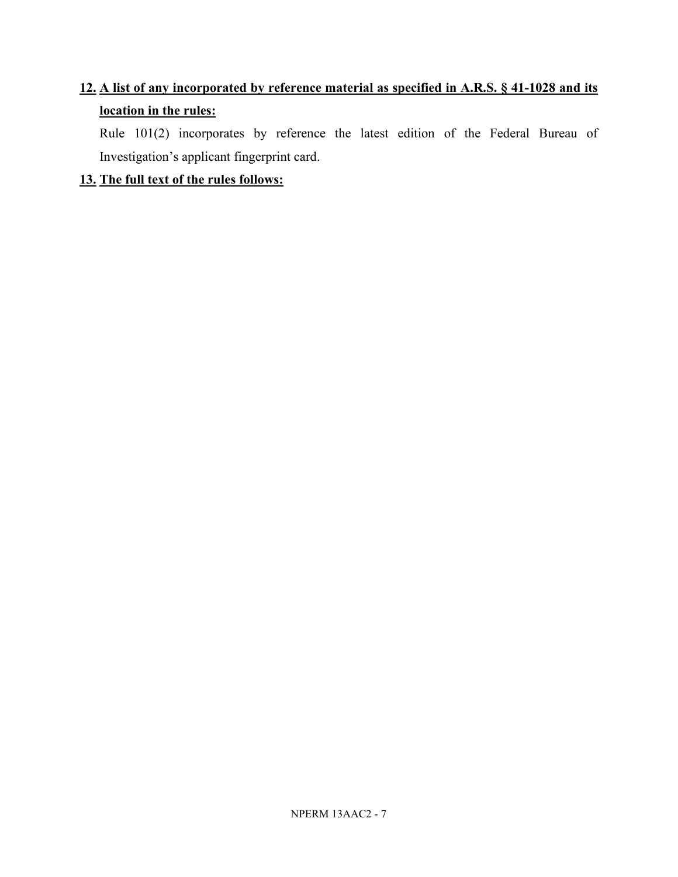**12. <u>A list of any incorporated by reference material as specified in A.R.S. § 41-1028 and its location in the rules:</u>**

Rule 101(2) incorporates by reference the latest edition of the Federal Bureau of Investigation's applicant fingerprint card.

**13. <u>The full text of the rules follows:</u>**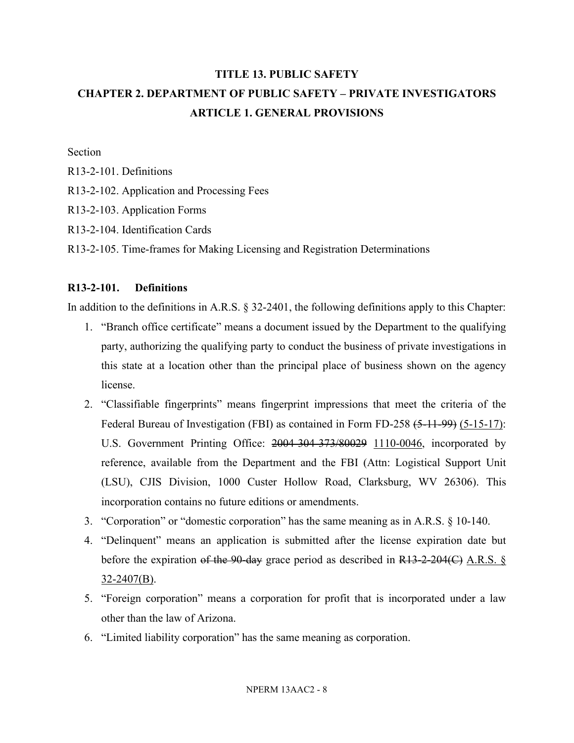# TITLE 13. PUBLIC SAFETY

## CHAPTER 2. DEPARTMENT OF PUBLIC SAFETY – PRIVATE INVESTIGATORS

### ARTICLE 1. GENERAL PROVISIONS

Section

R13-2-101. Definitions

R13-2-102. Application and Processing Fees

R13-2-103. Application Forms

R13-2-104. Identification Cards

R13-2-105. Time-frames for Making Licensing and Registration Determinations

**R13-2-101. Definitions**

In addition to the definitions in A.R.S. § 32-2401, the following definitions apply to this Chapter:

1. "Branch office certificate" means a document issued by the Department to the qualifying party, authorizing the qualifying party to conduct the business of private investigations in this state at a location other than the principal place of business shown on the agency license.
2. "Classifiable fingerprints" means fingerprint impressions that meet the criteria of the Federal Bureau of Investigation (FBI) as contained in Form FD-258 ~~(5-11-99)~~ <u>(5-15-17)</u>: U.S. Government Printing Office: ~~2004-304-373/80029~~ <u>1110-0046</u>, incorporated by reference, available from the Department and the FBI (Attn: Logistical Support Unit (LSU), CJIS Division, 1000 Custer Hollow Road, Clarksburg, WV 26306). This incorporation contains no future editions or amendments.
3. "Corporation" or "domestic corporation" has the same meaning as in A.R.S. § 10-140.
4. "Delinquent" means an application is submitted after the license expiration date but before the expiration ~~of the 90-day~~ grace period as described in ~~R13-2-204(C)~~ <u>A.R.S. § 32-2407(B)</u>.
5. "Foreign corporation" means a corporation for profit that is incorporated under a law other than the law of Arizona.
6. "Limited liability corporation" has the same meaning as corporation.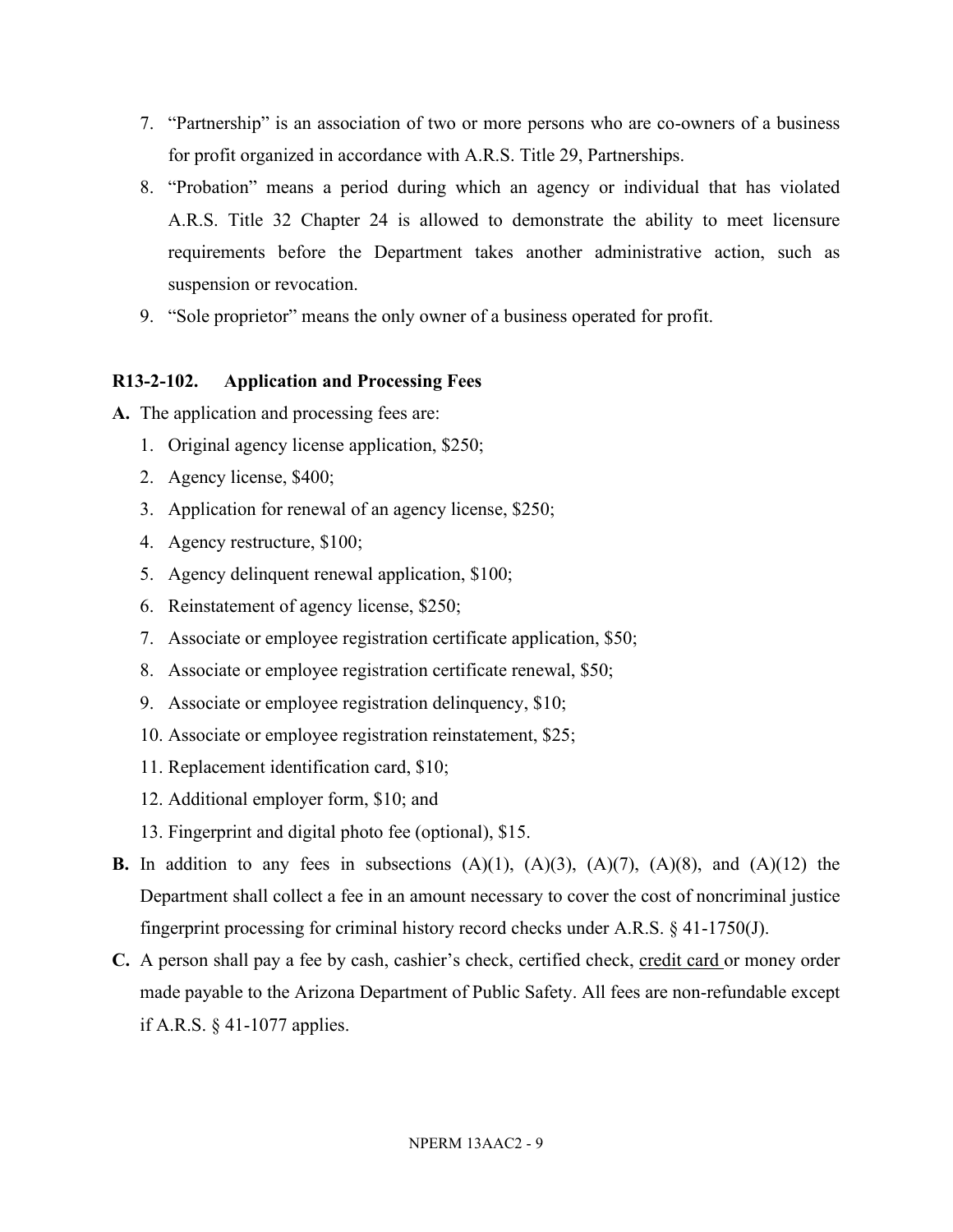7. "Partnership" is an association of two or more persons who are co-owners of a business for profit organized in accordance with A.R.S. Title 29, Partnerships.
8. "Probation" means a period during which an agency or individual that has violated A.R.S. Title 32 Chapter 24 is allowed to demonstrate the ability to meet licensure requirements before the Department takes another administrative action, such as suspension or revocation.
9. "Sole proprietor" means the only owner of a business operated for profit.

**R13-2-102. Application and Processing Fees**

**A.** The application and processing fees are:

1. Original agency license application, $250;
2. Agency license, $400;
3. Application for renewal of an agency license, $250;
4. Agency restructure, $100;
5. Agency delinquent renewal application, $100;
6. Reinstatement of agency license, $250;
7. Associate or employee registration certificate application, $50;
8. Associate or employee registration certificate renewal, $50;
9. Associate or employee registration delinquency, $10;
10. Associate or employee registration reinstatement, $25;
11. Replacement identification card, $10;
12. Additional employer form, $10; and
13. Fingerprint and digital photo fee (optional), $15.

**B.** In addition to any fees in subsections (A)(1), (A)(3), (A)(7), (A)(8), and (A)(12) the Department shall collect a fee in an amount necessary to cover the cost of noncriminal justice fingerprint processing for criminal history record checks under A.R.S. § 41-1750(J).

**C.** A person shall pay a fee by cash, cashier's check, certified check, <u>credit card</u> or money order made payable to the Arizona Department of Public Safety. All fees are non-refundable except if A.R.S. § 41-1077 applies.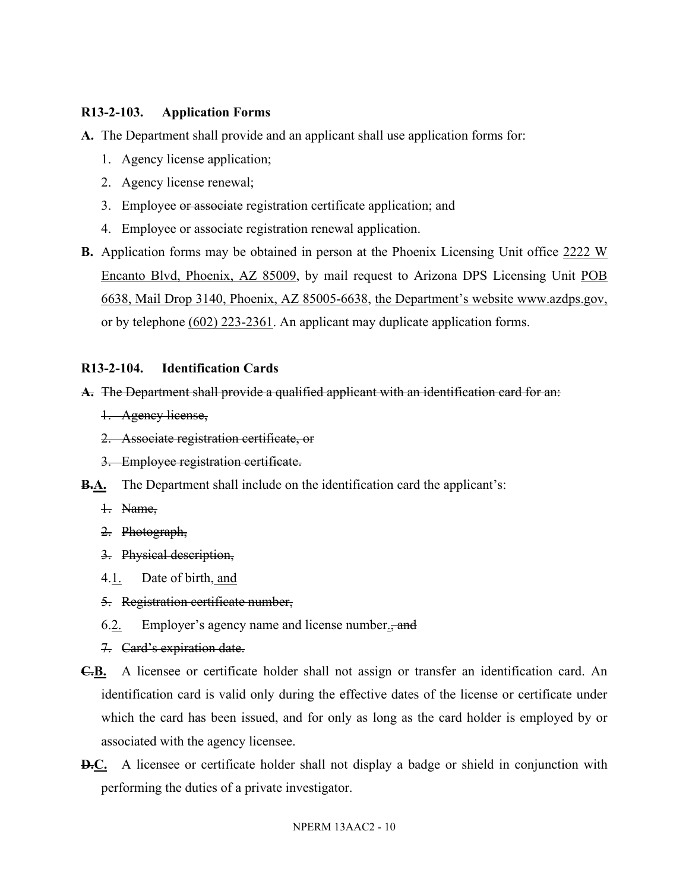**R13-2-103. Application Forms**

**A.** The Department shall provide and an applicant shall use application forms for:

1. Agency license application;
2. Agency license renewal;
3. Employee ~~or associate~~ registration certificate application; and
4. Employee or associate registration renewal application.

**B.** Application forms may be obtained in person at the Phoenix Licensing Unit office <u>2222 W Encanto Blvd, Phoenix, AZ 85009</u>, by mail request to Arizona DPS Licensing Unit <u>POB 6638, Mail Drop 3140, Phoenix, AZ 85005-6638</u>, <u>the Department's website www.azdps.gov,</u> or by telephone <u>(602) 223-2361</u>. An applicant may duplicate application forms.

**R13-2-104. Identification Cards**

~~**A.** The Department shall provide a qualified applicant with an identification card for an:~~

~~1. Agency license,~~

~~2. Associate registration certificate, or~~

~~3. Employee registration certificate.~~

~~**B.**~~<u>**A.**</u> The Department shall include on the identification card the applicant's:

~~1. Name,~~

~~2. Photograph,~~

~~3. Physical description,~~

~~4.~~<u>1.</u> Date of birth<u>, and</u>

~~5. Registration certificate number,~~

~~6.~~<u>2.</u> Employer's agency name and license number<u>.</u>~~, and~~

~~7. Card's expiration date.~~

~~**C.**~~<u>**B.**</u> A licensee or certificate holder shall not assign or transfer an identification card. An identification card is valid only during the effective dates of the license or certificate under which the card has been issued, and for only as long as the card holder is employed by or associated with the agency licensee.

~~**D.**~~<u>**C.**</u> A licensee or certificate holder shall not display a badge or shield in conjunction with performing the duties of a private investigator.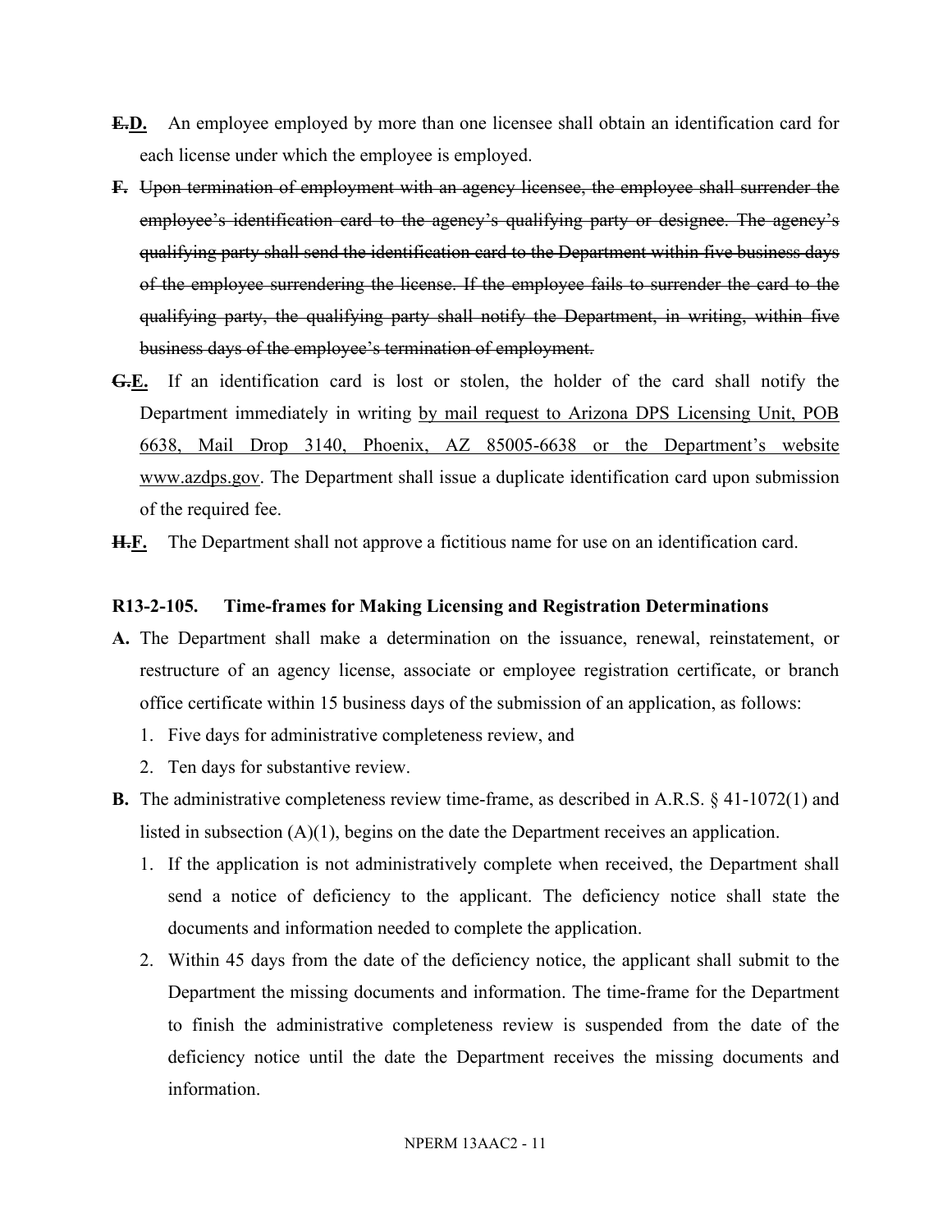~~E.~~**<u>D.</u>** An employee employed by more than one licensee shall obtain an identification card for each license under which the employee is employed.

~~**F.** Upon termination of employment with an agency licensee, the employee shall surrender the employee's identification card to the agency's qualifying party or designee. The agency's qualifying party shall send the identification card to the Department within five business days of the employee surrendering the license. If the employee fails to surrender the card to the qualifying party, the qualifying party shall notify the Department, in writing, within five business days of the employee's termination of employment.~~

~~G.~~**<u>E.</u>** If an identification card is lost or stolen, the holder of the card shall notify the Department immediately in writing <u>by mail request to Arizona DPS Licensing Unit, POB 6638, Mail Drop 3140, Phoenix, AZ 85005-6638 or the Department's website www.azdps.gov</u>. The Department shall issue a duplicate identification card upon submission of the required fee.

~~H.~~**<u>F.</u>** The Department shall not approve a fictitious name for use on an identification card.

### R13-2-105. Time-frames for Making Licensing and Registration Determinations

**A.** The Department shall make a determination on the issuance, renewal, reinstatement, or restructure of an agency license, associate or employee registration certificate, or branch office certificate within 15 business days of the submission of an application, as follows:

1. Five days for administrative completeness review, and
2. Ten days for substantive review.

**B.** The administrative completeness review time-frame, as described in A.R.S. § 41-1072(1) and listed in subsection (A)(1), begins on the date the Department receives an application.

1. If the application is not administratively complete when received, the Department shall send a notice of deficiency to the applicant. The deficiency notice shall state the documents and information needed to complete the application.
2. Within 45 days from the date of the deficiency notice, the applicant shall submit to the Department the missing documents and information. The time-frame for the Department to finish the administrative completeness review is suspended from the date of the deficiency notice until the date the Department receives the missing documents and information.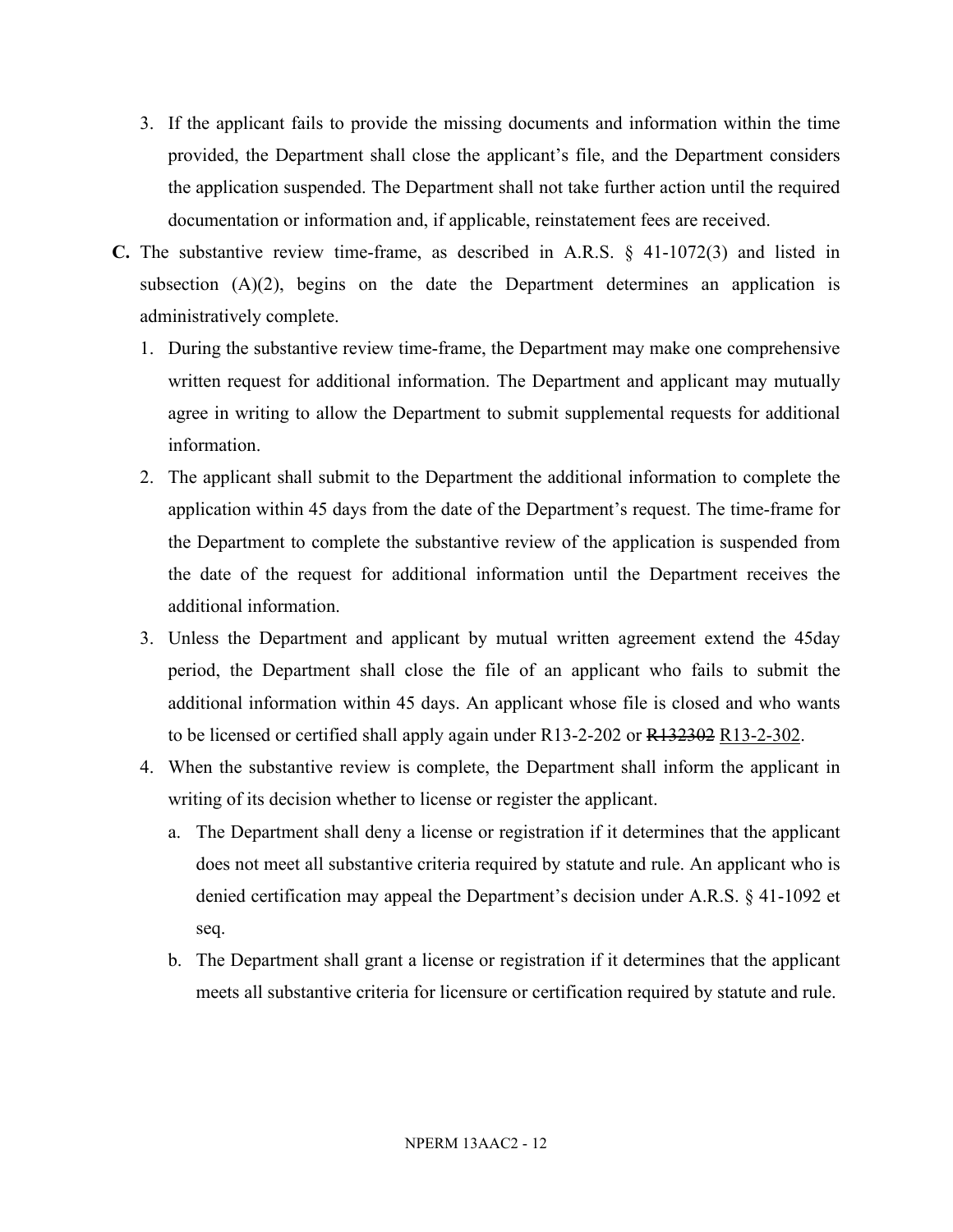3. If the applicant fails to provide the missing documents and information within the time provided, the Department shall close the applicant's file, and the Department considers the application suspended. The Department shall not take further action until the required documentation or information and, if applicable, reinstatement fees are received.

**C.** The substantive review time-frame, as described in A.R.S. § 41-1072(3) and listed in subsection (A)(2), begins on the date the Department determines an application is administratively complete.

1. During the substantive review time-frame, the Department may make one comprehensive written request for additional information. The Department and applicant may mutually agree in writing to allow the Department to submit supplemental requests for additional information.
2. The applicant shall submit to the Department the additional information to complete the application within 45 days from the date of the Department's request. The time-frame for the Department to complete the substantive review of the application is suspended from the date of the request for additional information until the Department receives the additional information.
3. Unless the Department and applicant by mutual written agreement extend the 45day period, the Department shall close the file of an applicant who fails to submit the additional information within 45 days. An applicant whose file is closed and who wants to be licensed or certified shall apply again under R13-2-202 or ~~R132302~~ R13-2-302.
4. When the substantive review is complete, the Department shall inform the applicant in writing of its decision whether to license or register the applicant.
   a. The Department shall deny a license or registration if it determines that the applicant does not meet all substantive criteria required by statute and rule. An applicant who is denied certification may appeal the Department's decision under A.R.S. § 41-1092 et seq.
   b. The Department shall grant a license or registration if it determines that the applicant meets all substantive criteria for licensure or certification required by statute and rule.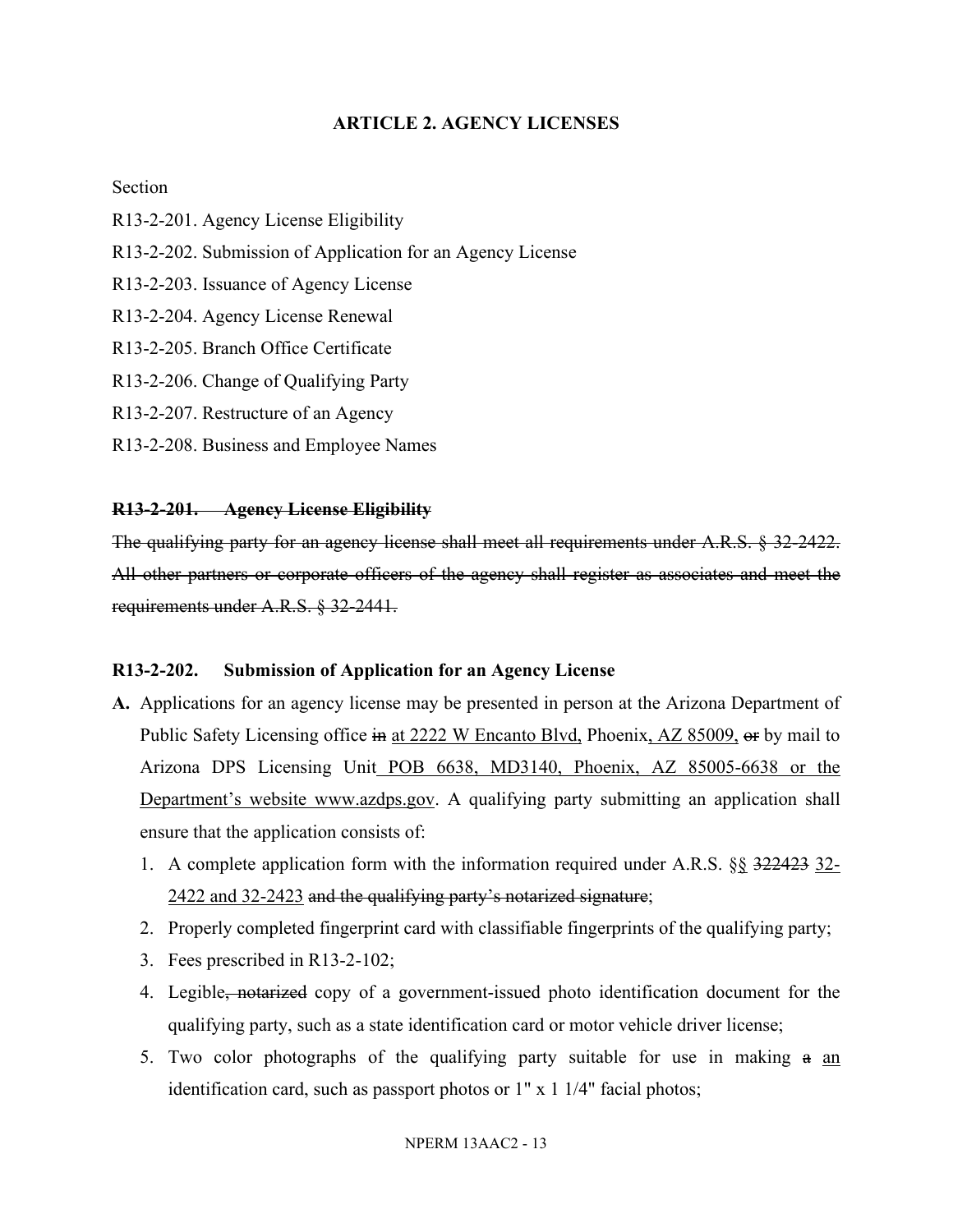**ARTICLE 2. AGENCY LICENSES**

Section

R13-2-201. Agency License Eligibility

R13-2-202. Submission of Application for an Agency License

R13-2-203. Issuance of Agency License

R13-2-204. Agency License Renewal

R13-2-205. Branch Office Certificate

R13-2-206. Change of Qualifying Party

R13-2-207. Restructure of an Agency

R13-2-208. Business and Employee Names

~~**R13-2-201. Agency License Eligibility**~~

~~The qualifying party for an agency license shall meet all requirements under A.R.S. § 32-2422. All other partners or corporate officers of the agency shall register as associates and meet the requirements under A.R.S. § 32-2441.~~

**R13-2-202. Submission of Application for an Agency License**

**A.** Applications for an agency license may be presented in person at the Arizona Department of Public Safety Licensing office ~~in~~ <u>at 2222 W Encanto Blvd,</u> Phoenix<u>, AZ 85009,</u> ~~or~~ by mail to Arizona DPS Licensing Unit<u> POB 6638, MD3140, Phoenix, AZ 85005-6638 or the Department's website www.azdps.gov</u>. A qualifying party submitting an application shall ensure that the application consists of:

1. A complete application form with the information required under A.R.S. <u>§</u>§ ~~322423~~ <u>32-2422 and 32-2423</u> ~~and the qualifying party's notarized signature~~;
2. Properly completed fingerprint card with classifiable fingerprints of the qualifying party;
3. Fees prescribed in R13-2-102;
4. Legible~~, notarized~~ copy of a government-issued photo identification document for the qualifying party, such as a state identification card or motor vehicle driver license;
5. Two color photographs of the qualifying party suitable for use in making ~~a~~ <u>an</u> identification card, such as passport photos or 1" x 1 1/4" facial photos;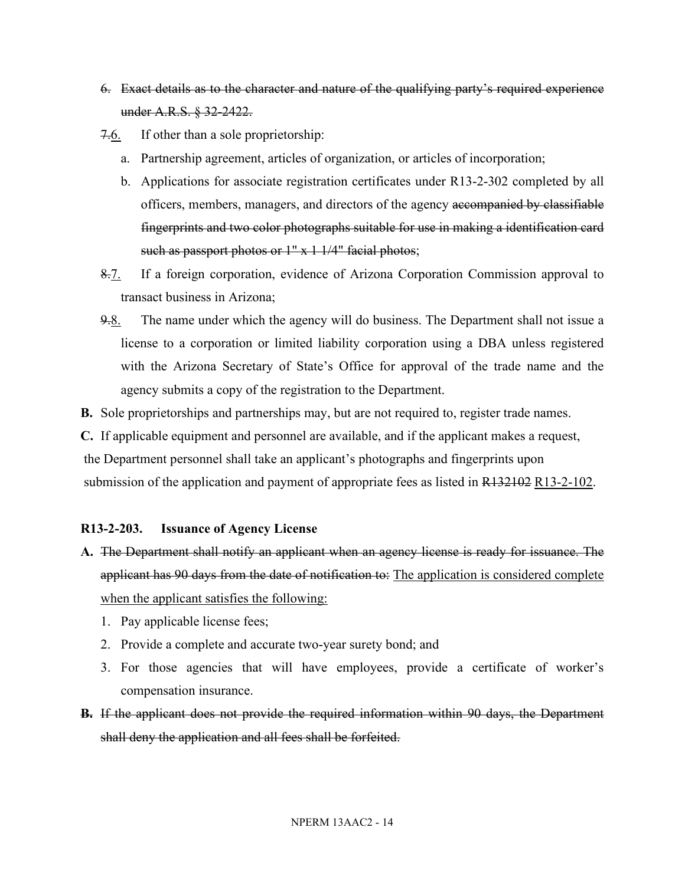6. ~~Exact details as to the character and nature of the qualifying party's required experience under A.R.S. § 32-2422.~~

~~7.~~6. If other than a sole proprietorship:

   a. Partnership agreement, articles of organization, or articles of incorporation;

   b. Applications for associate registration certificates under R13-2-302 completed by all officers, members, managers, and directors of the agency ~~accompanied by classifiable fingerprints and two color photographs suitable for use in making a identification card such as passport photos or 1" x 1 1/4" facial photos~~;

~~8.~~7. If a foreign corporation, evidence of Arizona Corporation Commission approval to transact business in Arizona;

~~9.~~8. The name under which the agency will do business. The Department shall not issue a license to a corporation or limited liability corporation using a DBA unless registered with the Arizona Secretary of State's Office for approval of the trade name and the agency submits a copy of the registration to the Department.

**B.** Sole proprietorships and partnerships may, but are not required to, register trade names.

**C.** If applicable equipment and personnel are available, and if the applicant makes a request, the Department personnel shall take an applicant's photographs and fingerprints upon submission of the application and payment of appropriate fees as listed in ~~R132102~~ <u>R13-2-102</u>.

**R13-2-203. Issuance of Agency License**

**A.** ~~The Department shall notify an applicant when an agency license is ready for issuance. The applicant has 90 days from the date of notification to:~~ <u>The application is considered complete when the applicant satisfies the following:</u>

   1. Pay applicable license fees;

   2. Provide a complete and accurate two-year surety bond; and

   3. For those agencies that will have employees, provide a certificate of worker's compensation insurance.

~~**B.** If the applicant does not provide the required information within 90 days, the Department shall deny the application and all fees shall be forfeited.~~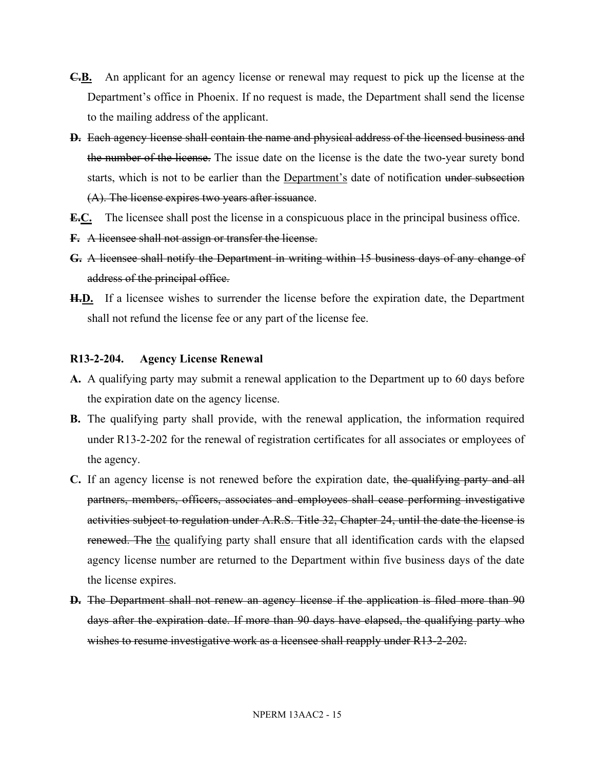~~**C.**~~<u>**B.**</u> An applicant for an agency license or renewal may request to pick up the license at the Department's office in Phoenix. If no request is made, the Department shall send the license to the mailing address of the applicant.

~~**D.** Each agency license shall contain the name and physical address of the licensed business and the number of the license.~~ The issue date on the license is the date the two-year surety bond starts, which is not to be earlier than the <u>Department's</u> date of notification ~~under subsection (A). The license expires two years after issuance~~.

~~**E.**~~<u>**C.**</u> The licensee shall post the license in a conspicuous place in the principal business office.

~~**F.** A licensee shall not assign or transfer the license.~~

~~**G.** A licensee shall notify the Department in writing within 15 business days of any change of address of the principal office.~~

~~**H.**~~<u>**D.**</u> If a licensee wishes to surrender the license before the expiration date, the Department shall not refund the license fee or any part of the license fee.

### R13-2-204. Agency License Renewal

**A.** A qualifying party may submit a renewal application to the Department up to 60 days before the expiration date on the agency license.

**B.** The qualifying party shall provide, with the renewal application, the information required under R13-2-202 for the renewal of registration certificates for all associates or employees of the agency.

**C.** If an agency license is not renewed before the expiration date, ~~the qualifying party and all partners, members, officers, associates and employees shall cease performing investigative activities subject to regulation under A.R.S. Title 32, Chapter 24, until the date the license is renewed. The~~ <u>the</u> qualifying party shall ensure that all identification cards with the elapsed agency license number are returned to the Department within five business days of the date the license expires.

~~**D.** The Department shall not renew an agency license if the application is filed more than 90 days after the expiration date. If more than 90 days have elapsed, the qualifying party who wishes to resume investigative work as a licensee shall reapply under R13-2-202.~~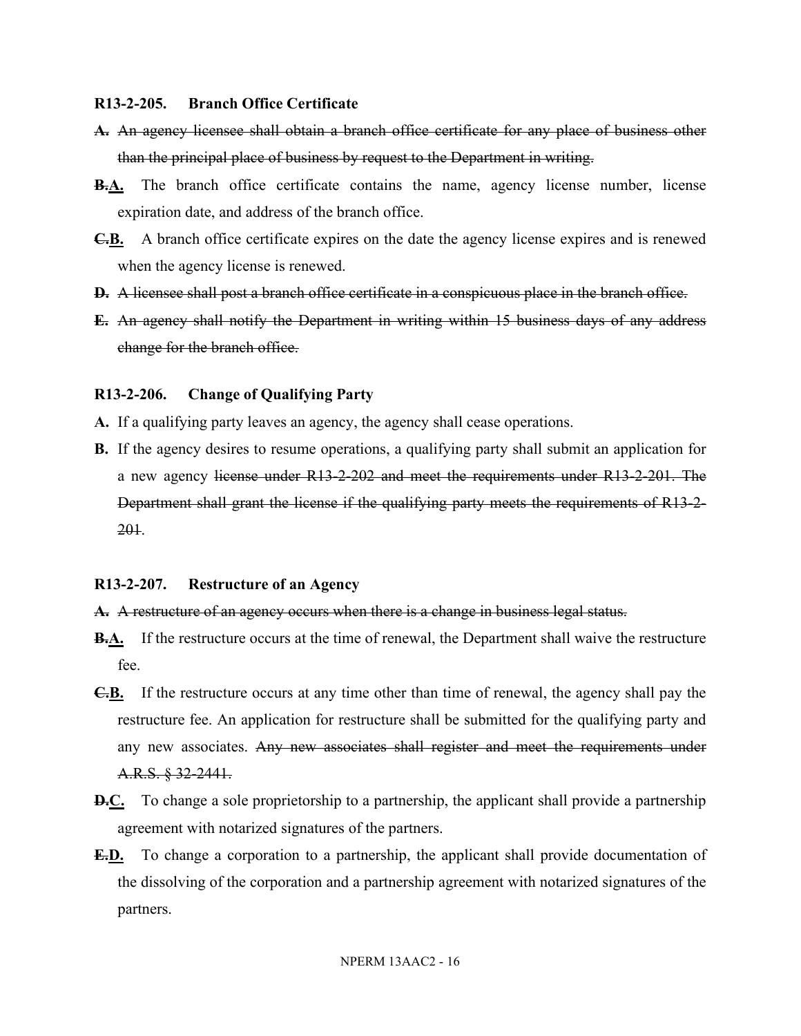**R13-2-205. Branch Office Certificate**

~~**A.** An agency licensee shall obtain a branch office certificate for any place of business other than the principal place of business by request to the Department in writing.~~

~~**B.**~~**A.** The branch office certificate contains the name, agency license number, license expiration date, and address of the branch office.

~~**C.**~~**B.** A branch office certificate expires on the date the agency license expires and is renewed when the agency license is renewed.

~~**D.** A licensee shall post a branch office certificate in a conspicuous place in the branch office.~~

~~**E.** An agency shall notify the Department in writing within 15 business days of any address change for the branch office.~~

**R13-2-206. Change of Qualifying Party**

**A.** If a qualifying party leaves an agency, the agency shall cease operations.

**B.** If the agency desires to resume operations, a qualifying party shall submit an application for a new agency ~~license under R13-2-202 and meet the requirements under R13-2-201. The Department shall grant the license if the qualifying party meets the requirements of R13-2-201~~.

**R13-2-207. Restructure of an Agency**

~~**A.** A restructure of an agency occurs when there is a change in business legal status.~~

~~**B.**~~**A.** If the restructure occurs at the time of renewal, the Department shall waive the restructure fee.

~~**C.**~~**B.** If the restructure occurs at any time other than time of renewal, the agency shall pay the restructure fee. An application for restructure shall be submitted for the qualifying party and any new associates. ~~Any new associates shall register and meet the requirements under A.R.S. § 32-2441.~~

~~**D.**~~**C.** To change a sole proprietorship to a partnership, the applicant shall provide a partnership agreement with notarized signatures of the partners.

~~**E.**~~**D.** To change a corporation to a partnership, the applicant shall provide documentation of the dissolving of the corporation and a partnership agreement with notarized signatures of the partners.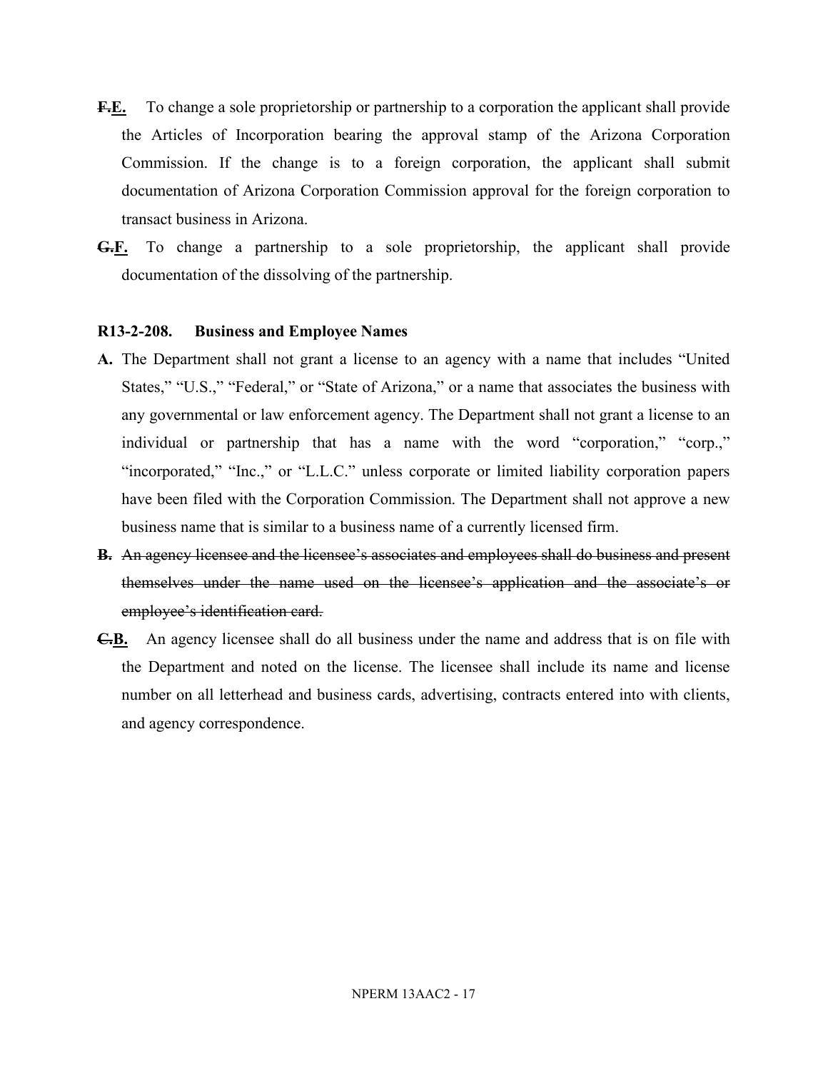~~F.~~<u>**E.**</u> To change a sole proprietorship or partnership to a corporation the applicant shall provide the Articles of Incorporation bearing the approval stamp of the Arizona Corporation Commission. If the change is to a foreign corporation, the applicant shall submit documentation of Arizona Corporation Commission approval for the foreign corporation to transact business in Arizona.

~~G.~~<u>**F.**</u> To change a partnership to a sole proprietorship, the applicant shall provide documentation of the dissolving of the partnership.

**R13-2-208. Business and Employee Names**

**A.** The Department shall not grant a license to an agency with a name that includes "United States," "U.S.," "Federal," or "State of Arizona," or a name that associates the business with any governmental or law enforcement agency. The Department shall not grant a license to an individual or partnership that has a name with the word "corporation," "corp.," "incorporated," "Inc.," or "L.L.C." unless corporate or limited liability corporation papers have been filed with the Corporation Commission. The Department shall not approve a new business name that is similar to a business name of a currently licensed firm.

~~**B.** An agency licensee and the licensee's associates and employees shall do business and present themselves under the name used on the licensee's application and the associate's or employee's identification card.~~

~~C.~~<u>**B.**</u> An agency licensee shall do all business under the name and address that is on file with the Department and noted on the license. The licensee shall include its name and license number on all letterhead and business cards, advertising, contracts entered into with clients, and agency correspondence.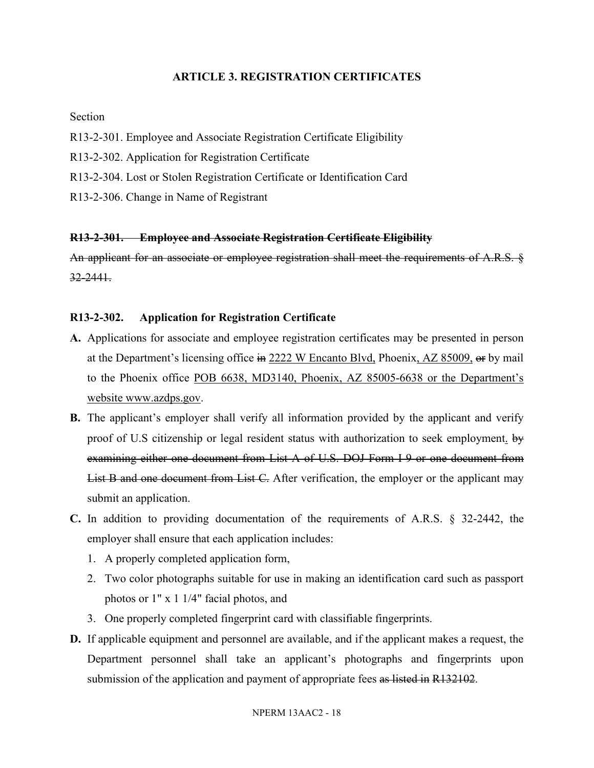## ARTICLE 3. REGISTRATION CERTIFICATES

Section

R13-2-301. Employee and Associate Registration Certificate Eligibility

R13-2-302. Application for Registration Certificate

R13-2-304. Lost or Stolen Registration Certificate or Identification Card

R13-2-306. Change in Name of Registrant

~~**R13-2-301. Employee and Associate Registration Certificate Eligibility**~~

~~An applicant for an associate or employee registration shall meet the requirements of A.R.S. § 32-2441.~~

**R13-2-302. Application for Registration Certificate**

**A.** Applications for associate and employee registration certificates may be presented in person at the Department's licensing office ~~in~~ <u>2222 W Encanto Blvd,</u> Phoenix<u>, AZ 85009,</u> ~~or~~ by mail to the Phoenix office <u>POB 6638, MD3140, Phoenix, AZ 85005-6638 or the Department's website www.azdps.gov</u>.

**B.** The applicant's employer shall verify all information provided by the applicant and verify proof of U.S citizenship or legal resident status with authorization to seek employment<u>.</u> ~~by examining either one document from List A of U.S. DOJ Form I-9 or one document from List B and one document from List C.~~ After verification, the employer or the applicant may submit an application.

**C.** In addition to providing documentation of the requirements of A.R.S. § 32-2442, the employer shall ensure that each application includes:

1. A properly completed application form,
2. Two color photographs suitable for use in making an identification card such as passport photos or 1" x 1 1/4" facial photos, and
3. One properly completed fingerprint card with classifiable fingerprints.

**D.** If applicable equipment and personnel are available, and if the applicant makes a request, the Department personnel shall take an applicant's photographs and fingerprints upon submission of the application and payment of appropriate fees ~~as listed in R132102~~.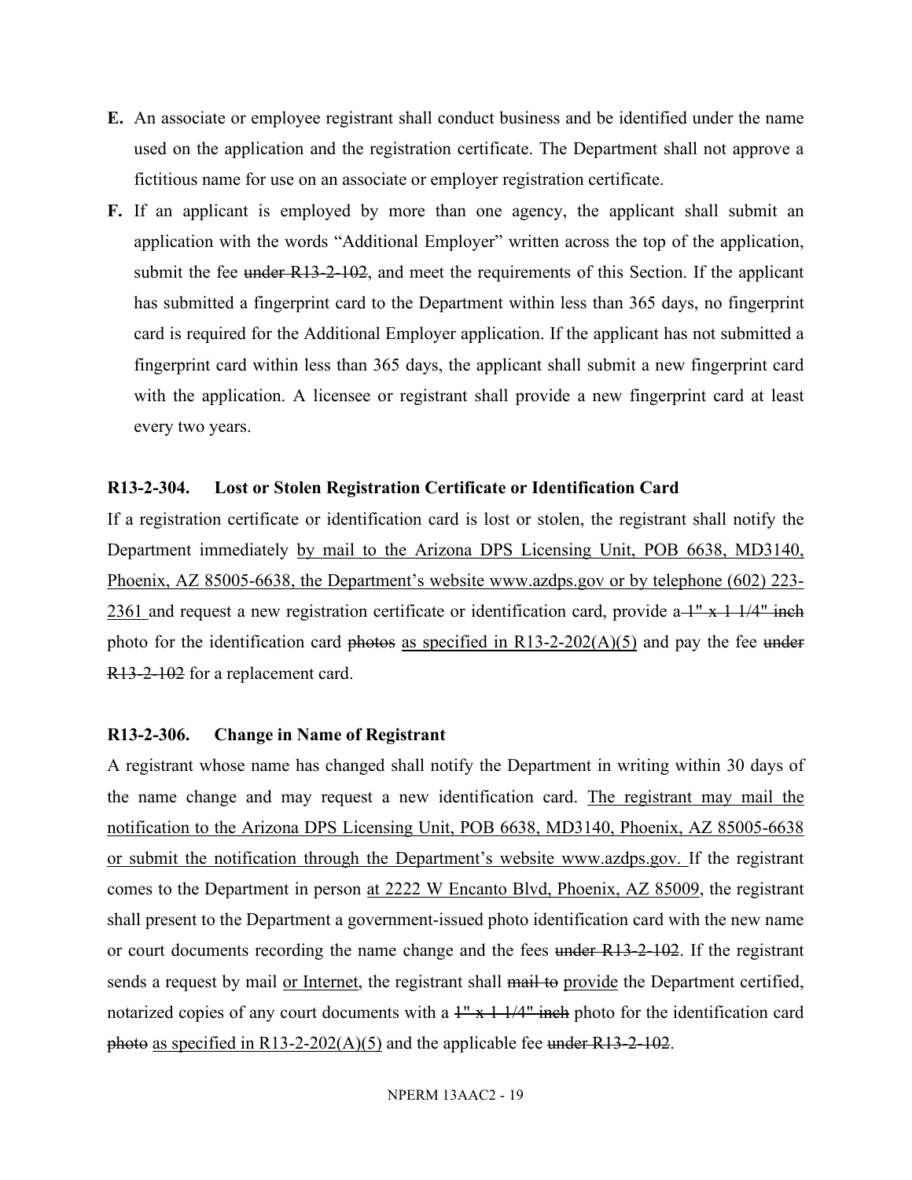**E.** An associate or employee registrant shall conduct business and be identified under the name used on the application and the registration certificate. The Department shall not approve a fictitious name for use on an associate or employer registration certificate.

**F.** If an applicant is employed by more than one agency, the applicant shall submit an application with the words "Additional Employer" written across the top of the application, submit the fee ~~under R13-2-102~~, and meet the requirements of this Section. If the applicant has submitted a fingerprint card to the Department within less than 365 days, no fingerprint card is required for the Additional Employer application. If the applicant has not submitted a fingerprint card within less than 365 days, the applicant shall submit a new fingerprint card with the application. A licensee or registrant shall provide a new fingerprint card at least every two years.

**R13-2-304. Lost or Stolen Registration Certificate or Identification Card**

If a registration certificate or identification card is lost or stolen, the registrant shall notify the Department immediately <u>by mail to the Arizona DPS Licensing Unit, POB 6638, MD3140, Phoenix, AZ 85005-6638, the Department's website www.azdps.gov or by telephone (602) 223-2361</u> and request a new registration certificate or identification card, provide a ~~1" x 1 1/4" inch~~ photo for the identification card ~~photos~~ <u>as specified in R13-2-202(A)(5)</u> and pay the fee ~~under R13-2-102~~ for a replacement card.

**R13-2-306. Change in Name of Registrant**

A registrant whose name has changed shall notify the Department in writing within 30 days of the name change and may request a new identification card. <u>The registrant may mail the notification to the Arizona DPS Licensing Unit, POB 6638, MD3140, Phoenix, AZ 85005-6638 or submit the notification through the Department's website www.azdps.gov.</u> If the registrant comes to the Department in person <u>at 2222 W Encanto Blvd, Phoenix, AZ 85009</u>, the registrant shall present to the Department a government-issued photo identification card with the new name or court documents recording the name change and the fees ~~under R13-2-102~~. If the registrant sends a request by mail <u>or Internet</u>, the registrant shall ~~mail to~~ <u>provide</u> the Department certified, notarized copies of any court documents with a ~~1" x 1 1/4" inch~~ photo for the identification card ~~photo~~ <u>as specified in R13-2-202(A)(5)</u> and the applicable fee ~~under R13-2-102~~.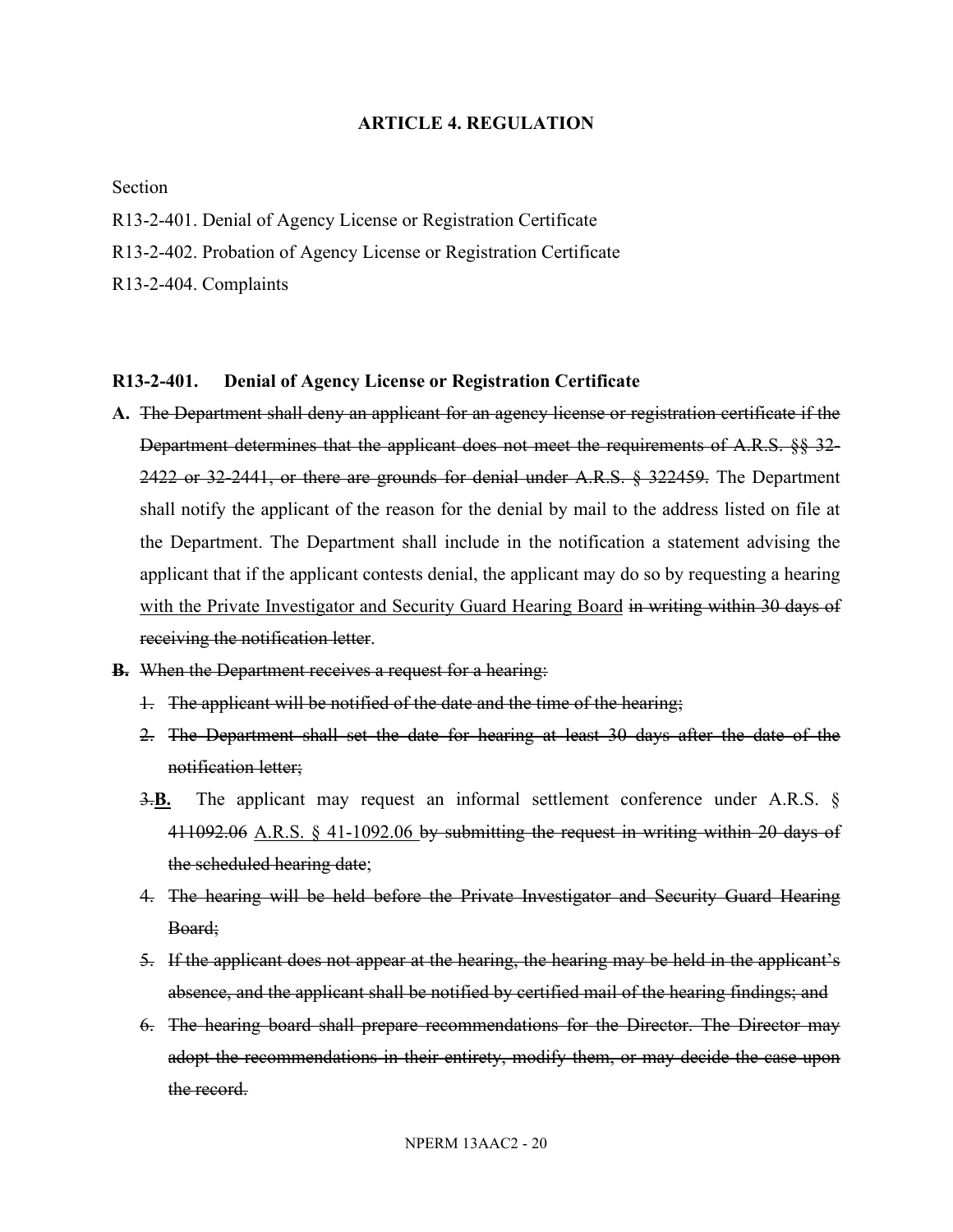**ARTICLE 4. REGULATION**

Section

R13-2-401. Denial of Agency License or Registration Certificate

R13-2-402. Probation of Agency License or Registration Certificate

R13-2-404. Complaints

**R13-2-401. Denial of Agency License or Registration Certificate**

**A.** ~~The Department shall deny an applicant for an agency license or registration certificate if the Department determines that the applicant does not meet the requirements of A.R.S. §§ 32-2422 or 32-2441, or there are grounds for denial under A.R.S. § 322459.~~ The Department shall notify the applicant of the reason for the denial by mail to the address listed on file at the Department. The Department shall include in the notification a statement advising the applicant that if the applicant contests denial, the applicant may do so by requesting a hearing <u>with the Private Investigator and Security Guard Hearing Board</u> ~~in writing within 30 days of receiving the notification letter~~.

~~**B.** When the Department receives a request for a hearing:~~

~~1. The applicant will be notified of the date and the time of the hearing;~~

~~2. The Department shall set the date for hearing at least 30 days after the date of the notification letter;~~

~~3.~~<u>**B.**</u> The applicant may request an informal settlement conference under A.R.S. § ~~411092.06~~ <u>A.R.S. § 41-1092.06</u> ~~by submitting the request in writing within 20 days of the scheduled hearing date~~;

~~4. The hearing will be held before the Private Investigator and Security Guard Hearing Board;~~

~~5. If the applicant does not appear at the hearing, the hearing may be held in the applicant's absence, and the applicant shall be notified by certified mail of the hearing findings; and~~

~~6. The hearing board shall prepare recommendations for the Director. The Director may adopt the recommendations in their entirety, modify them, or may decide the case upon the record.~~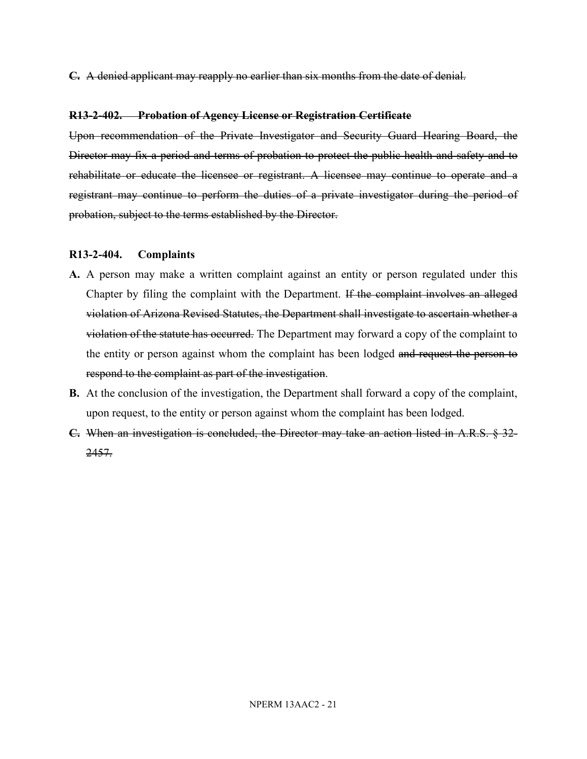~~**C.** A denied applicant may reapply no earlier than six months from the date of denial.~~

~~**R13-2-402. Probation of Agency License or Registration Certificate**~~

~~Upon recommendation of the Private Investigator and Security Guard Hearing Board, the Director may fix a period and terms of probation to protect the public health and safety and to rehabilitate or educate the licensee or registrant. A licensee may continue to operate and a registrant may continue to perform the duties of a private investigator during the period of probation, subject to the terms established by the Director.~~

**R13-2-404. Complaints**

**A.** A person may make a written complaint against an entity or person regulated under this Chapter by filing the complaint with the Department. ~~If the complaint involves an alleged violation of Arizona Revised Statutes, the Department shall investigate to ascertain whether a violation of the statute has occurred.~~ The Department may forward a copy of the complaint to the entity or person against whom the complaint has been lodged ~~and request the person to respond to the complaint as part of the investigation~~.

**B.** At the conclusion of the investigation, the Department shall forward a copy of the complaint, upon request, to the entity or person against whom the complaint has been lodged.

~~**C.** When an investigation is concluded, the Director may take an action listed in A.R.S. § 32-2457.~~